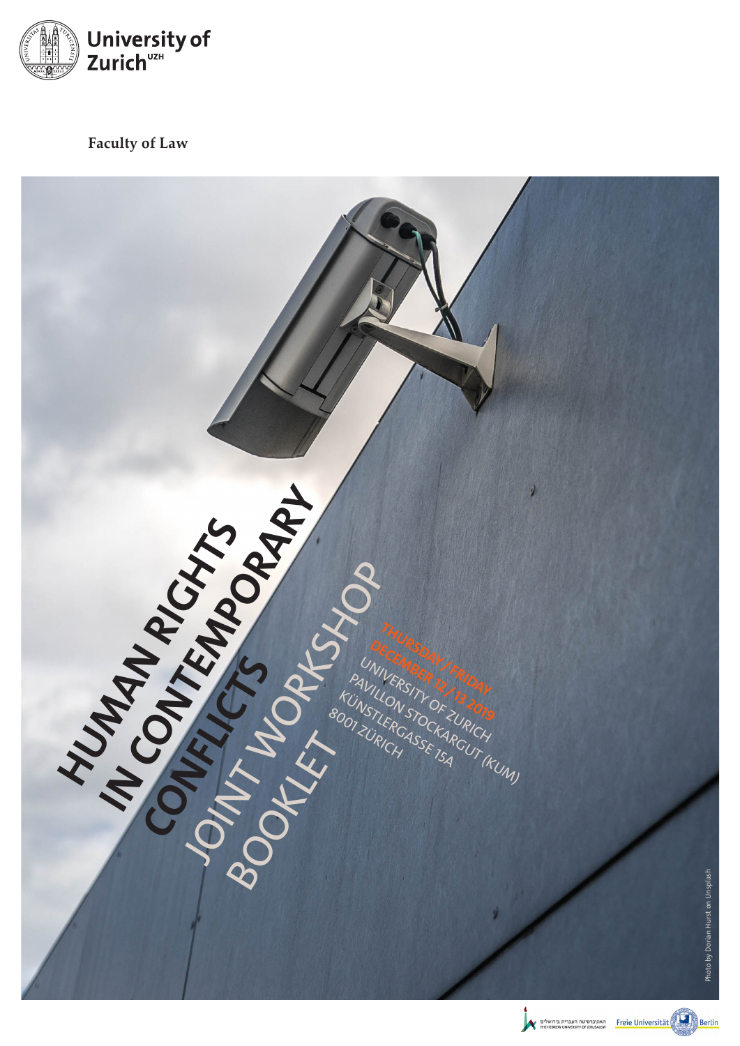University of Zurich[UZH]

Faculty of Law

# HUMAN RIGHTS IN CONTEMPORARY CONFLICTS

## JOINT WORKSHOP BOOKLET

THURSDAY / FRIDAY
DECEMBER 12 / 13 2019
UNIVERSITY OF ZURICH
PAVILLON STOCKARGUT (KUM)
KÜNSTLERGASSE 15A
8001 ZÜRICH

Photo by Dorian Hurst on Unsplash

האוניברסיטה העברית בירושלים
THE HEBREW UNIVERSITY OF JERUSALEM

Freie Universität Berlin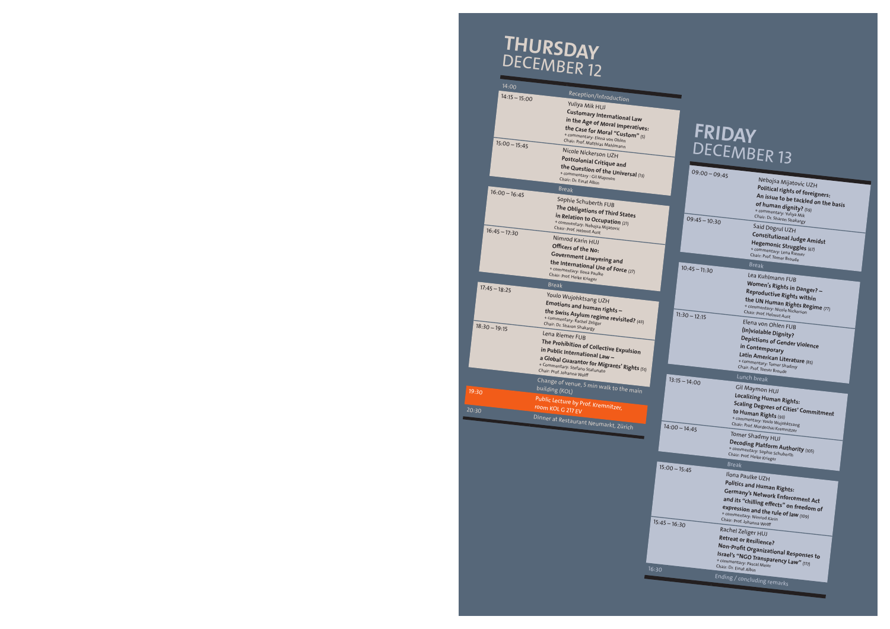# THURSDAY DECEMBER 12

**14:00** Reception/Introduction

**14:15 – 15:00**
Yuliya Mik HUJ
**Customary International Law in the Age of Moral Imperatives: the Case for Moral "Custom"** (5)
+ commentary: Elena von Ohlen
Chair: Prof. Matthias Mahlmann

**15:00 – 15:45**
Nicole Nickerson UZH
**Postcolonial Critique and the Question of the Universal** (13)
+ commentary : Gil Maymon
Chair: Dr. Einat Albin

Break

**16:00 – 16:45**
Sophie Schuberth FUB
**The Obligations of Third States in Relation to Occupation** (21)
+ commentary: Nebojsa Mijatovic
Chair: Prof. Helmut Aust

**16:45 – 17:30**
Nimrod Karin HUJ
**Officers of the No: Government Lawyering and the International Use of Force** (27)
+ commentary: Ilona Paulke
Chair: Prof. Heike Krieger

Break

**17:45 – 18:25**
Youlo Wujohktsang UZH
**Emotions and human rights – the Swiss Asylum regime revisited?** (43)
+ commentary: Rachel Zeliger
Chair: Dr. Sharon Shakargy

**18:30 – 19:15**
Lena Riemer FUB
**The Prohibition of Collective Expulsion in Public International Law – a Global Guarantor for Migrants' Rights** (51)
+ Commentary: Stefano Statunato
Chair: Prof. Johanna Wolff

Change of venue, 5 min walk to the main building (KOL)

**19:30** Public Lecture by Prof. Kremnitzer, room KOL G 217 EV

**20:30** Dinner at Restaurant Neumarkt, Zürich

# FRIDAY DECEMBER 13

**09:00 – 09:45**
Nebojsa Mijatovic UZH
**Political rights of foreigners: An issue to be tackled on the basis of human dignity?** (59)
+ commentary: Yuliya Mik
Chair: Dr. Sharon Shakargy

**09:45 – 10:30**
Said Dogrul UZH
**Constitutional Judge Amidst Hegemonic Struggles** (67)
+ commentary: Lena Riemer
Chair: Prof. Tomer Broude

Break

**10:45 – 11:30**
Lea Kuhlmann FUB
**Women's Rights in Danger? – Reproductive Rights within the UN Human Rights Regime** (77)
+ commentary: Nicole Nickerson
Chair: Prof. Helmut Aust

**11:30 – 12:15**
Elena von Ohlen FUB
**(In)violable Dignity? Depictions of Gender Violence in Contemporary Latin American Literature** (85)
+ commentary: Tomer Shadmy
Chair: Prof. Tomer Broude

Lunch break

**13:15 – 14:00**
Gil Maymon HUJ
**Localizing Human Rights: Scaling Degrees of Cities' Commitment to Human Rights** (93)
+ commentary: Youlo Wujohktsang
Chair: Prof. Mordechai Kremnitzer

**14:00 – 14:45**
Tomer Shadmy HUJ
**Decoding Platform Authority** (105)
+ commentary: Sophie Schuberth
Chair: Prof. Heike Krieger

Break

**15:00 – 15:45**
Ilona Paulke UZH
**Politics and Human Rights: Germany's Network Enforcement Act and its "chilling effects" on freedom of expression and the rule of law** (109)
+ commentary: Nimrod Karin
Chair: Prof. Johanna Wolff

**15:45 – 16:30**
Rachel Zeliger HUJ
**Retreat or Resilience? Non-Profit Organizational Responses to Israel's "NGO Transparency Law"** (117)
+ commentary: Pascal Meier
Chair: Dr. Einat Albin

**16:30** Ending / concluding remarks